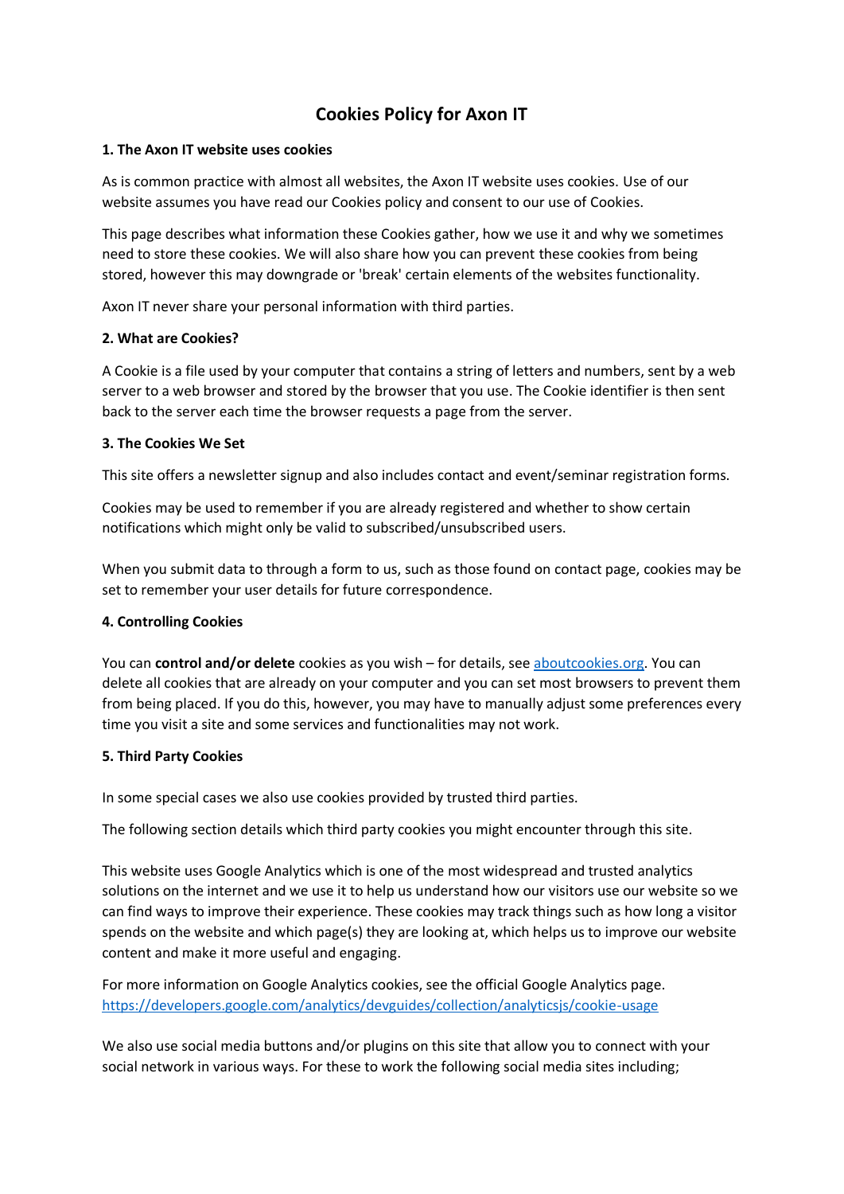# Cookies Policy for Axon IT

## 1. The Axon IT website uses cookies

As is common practice with almost all websites, the Axon IT website uses cookies. Use of our website assumes you have read our Cookies policy and consent to our use of Cookies.

This page describes what information these Cookies gather, how we use it and why we sometimes need to store these cookies. We will also share how you can prevent these cookies from being stored, however this may downgrade or 'break' certain elements of the websites functionality.

Axon IT never share your personal information with third parties.

## 2. What are Cookies?

A Cookie is a file used by your computer that contains a string of letters and numbers, sent by a web server to a web browser and stored by the browser that you use. The Cookie identifier is then sent back to the server each time the browser requests a page from the server.

## 3. The Cookies We Set

This site offers a newsletter signup and also includes contact and event/seminar registration forms.

Cookies may be used to remember if you are already registered and whether to show certain notifications which might only be valid to subscribed/unsubscribed users.

When you submit data to through a form to us, such as those found on contact page, cookies may be set to remember your user details for future correspondence.

## 4. Controlling Cookies

You can **control and/or delete** cookies as you wish – for details, see [aboutcookies.org](aboutcookies.org). You can delete all cookies that are already on your computer and you can set most browsers to prevent them from being placed. If you do this, however, you may have to manually adjust some preferences every time you visit a site and some services and functionalities may not work.

## 5. Third Party Cookies

In some special cases we also use cookies provided by trusted third parties.

The following section details which third party cookies you might encounter through this site.

This website uses Google Analytics which is one of the most widespread and trusted analytics solutions on the internet and we use it to help us understand how our visitors use our website so we can find ways to improve their experience. These cookies may track things such as how long a visitor spends on the website and which page(s) they are looking at, which helps us to improve our website content and make it more useful and engaging.

For more information on Google Analytics cookies, see the official Google Analytics page. https://developers.google.com/analytics/devguides/collection/analyticsjs/cookie-usage

We also use social media buttons and/or plugins on this site that allow you to connect with your social network in various ways. For these to work the following social media sites including;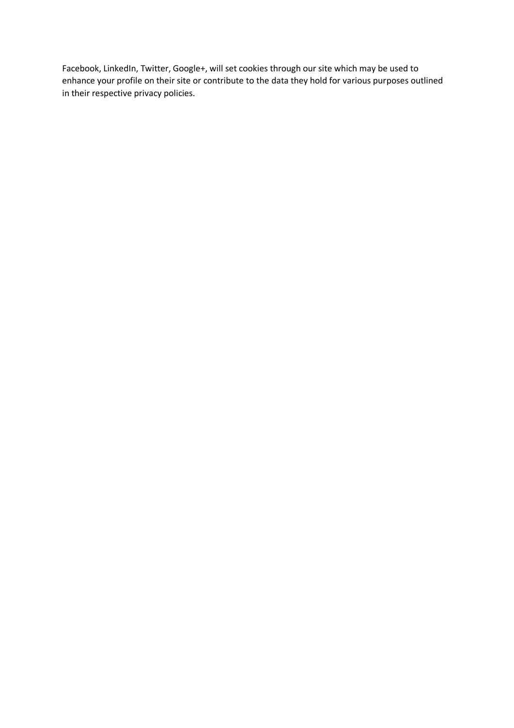Facebook, LinkedIn, Twitter, Google+, will set cookies through our site which may be used to enhance your profile on their site or contribute to the data they hold for various purposes outlined in their respective privacy policies.